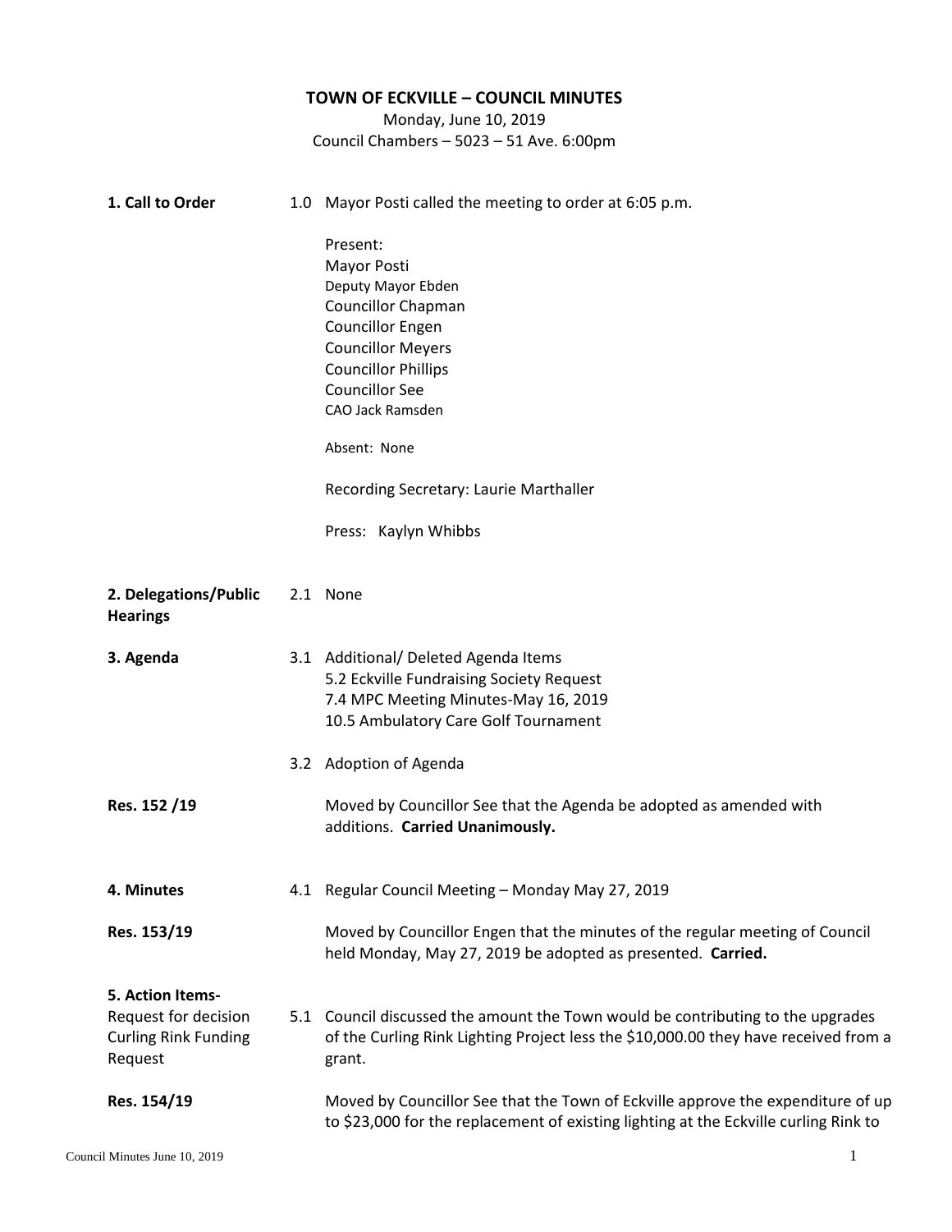**TOWN OF ECKVILLE – COUNCIL MINUTES**
Monday, June 10, 2019
Council Chambers – 5023 – 51 Ave. 6:00pm

**1. Call to Order**

1.0 Mayor Posti called the meeting to order at 6:05 p.m.

Present:
Mayor Posti
Deputy Mayor Ebden
Councillor Chapman
Councillor Engen
Councillor Meyers
Councillor Phillips
Councillor See
CAO Jack Ramsden

Absent: None

Recording Secretary: Laurie Marthaller

Press: Kaylyn Whibbs

**2. Delegations/Public Hearings**

2.1 None

**3. Agenda**

3.1 Additional/ Deleted Agenda Items
5.2 Eckville Fundraising Society Request
7.4 MPC Meeting Minutes-May 16, 2019
10.5 Ambulatory Care Golf Tournament

3.2 Adoption of Agenda

**Res. 152 /19**

Moved by Councillor See that the Agenda be adopted as amended with additions. **Carried Unanimously.**

**4. Minutes**

4.1 Regular Council Meeting – Monday May 27, 2019

**Res. 153/19**

Moved by Councillor Engen that the minutes of the regular meeting of Council held Monday, May 27, 2019 be adopted as presented. **Carried.**

**5. Action Items-**
Request for decision
Curling Rink Funding Request

5.1 Council discussed the amount the Town would be contributing to the upgrades of the Curling Rink Lighting Project less the $10,000.00 they have received from a grant.

**Res. 154/19**

Moved by Councillor See that the Town of Eckville approve the expenditure of up to $23,000 for the replacement of existing lighting at the Eckville curling Rink to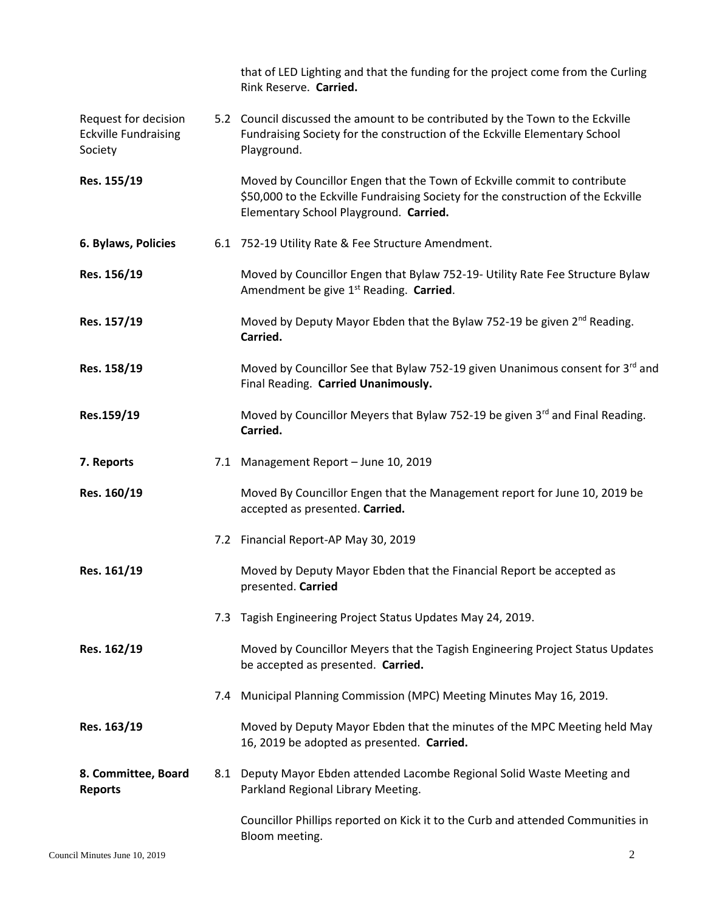that of LED Lighting and that the funding for the project come from the Curling Rink Reserve. **Carried.**

| | | |
|---|---|---|
| Request for decision Eckville Fundraising Society | 5.2 | Council discussed the amount to be contributed by the Town to the Eckville Fundraising Society for the construction of the Eckville Elementary School Playground. |
| **Res. 155/19** | | Moved by Councillor Engen that the Town of Eckville commit to contribute \$50,000 to the Eckville Fundraising Society for the construction of the Eckville Elementary School Playground. **Carried.** |
| **6. Bylaws, Policies** | 6.1 | 752-19 Utility Rate & Fee Structure Amendment. |
| **Res. 156/19** | | Moved by Councillor Engen that Bylaw 752-19- Utility Rate Fee Structure Bylaw Amendment be give 1st Reading. **Carried**. |
| **Res. 157/19** | | Moved by Deputy Mayor Ebden that the Bylaw 752-19 be given 2nd Reading. **Carried.** |
| **Res. 158/19** | | Moved by Councillor See that Bylaw 752-19 given Unanimous consent for 3rd and Final Reading. **Carried Unanimously.** |
| **Res.159/19** | | Moved by Councillor Meyers that Bylaw 752-19 be given 3rd and Final Reading. **Carried.** |
| **7. Reports** | 7.1 | Management Report – June 10, 2019 |
| **Res. 160/19** | | Moved By Councillor Engen that the Management report for June 10, 2019 be accepted as presented. **Carried.** |
| | 7.2 | Financial Report-AP May 30, 2019 |
| **Res. 161/19** | | Moved by Deputy Mayor Ebden that the Financial Report be accepted as presented. **Carried** |
| | 7.3 | Tagish Engineering Project Status Updates May 24, 2019. |
| **Res. 162/19** | | Moved by Councillor Meyers that the Tagish Engineering Project Status Updates be accepted as presented. **Carried.** |
| | 7.4 | Municipal Planning Commission (MPC) Meeting Minutes May 16, 2019. |
| **Res. 163/19** | | Moved by Deputy Mayor Ebden that the minutes of the MPC Meeting held May 16, 2019 be adopted as presented. **Carried.** |
| **8. Committee, Board Reports** | 8.1 | Deputy Mayor Ebden attended Lacombe Regional Solid Waste Meeting and Parkland Regional Library Meeting. |
| | | Councillor Phillips reported on Kick it to the Curb and attended Communities in Bloom meeting. |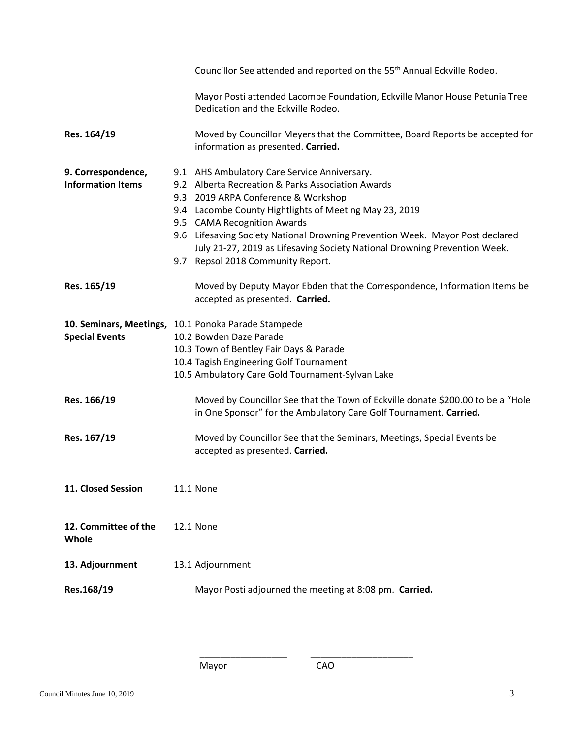Councillor See attended and reported on the 55th Annual Eckville Rodeo.

Mayor Posti attended Lacombe Foundation, Eckville Manor House Petunia Tree Dedication and the Eckville Rodeo.

**Res. 164/19** Moved by Councillor Meyers that the Committee, Board Reports be accepted for information as presented. **Carried.**

**9. Correspondence, Information Items**

9.1 AHS Ambulatory Care Service Anniversary.
9.2 Alberta Recreation & Parks Association Awards
9.3 2019 ARPA Conference & Workshop
9.4 Lacombe County Hightlights of Meeting May 23, 2019
9.5 CAMA Recognition Awards
9.6 Lifesaving Society National Drowning Prevention Week. Mayor Post declared July 21-27, 2019 as Lifesaving Society National Drowning Prevention Week.
9.7 Repsol 2018 Community Report.

**Res. 165/19** Moved by Deputy Mayor Ebden that the Correspondence, Information Items be accepted as presented. **Carried.**

**10. Seminars, Meetings, Special Events**

10.1 Ponoka Parade Stampede
10.2 Bowden Daze Parade
10.3 Town of Bentley Fair Days & Parade
10.4 Tagish Engineering Golf Tournament
10.5 Ambulatory Care Gold Tournament-Sylvan Lake

**Res. 166/19** Moved by Councillor See that the Town of Eckville donate $200.00 to be a "Hole in One Sponsor" for the Ambulatory Care Golf Tournament. **Carried.**

**Res. 167/19** Moved by Councillor See that the Seminars, Meetings, Special Events be accepted as presented. **Carried.**

**11. Closed Session** 11.1 None

**12. Committee of the Whole** 12.1 None

**13. Adjournment** 13.1 Adjournment

**Res.168/19** Mayor Posti adjourned the meeting at 8:08 pm. **Carried.**

\_\_\_\_\_\_\_\_\_\_\_\_\_\_\_\_\_\_ \_\_\_\_\_\_\_\_\_\_\_\_\_\_\_\_\_\_\_\_\_

Mayor CAO